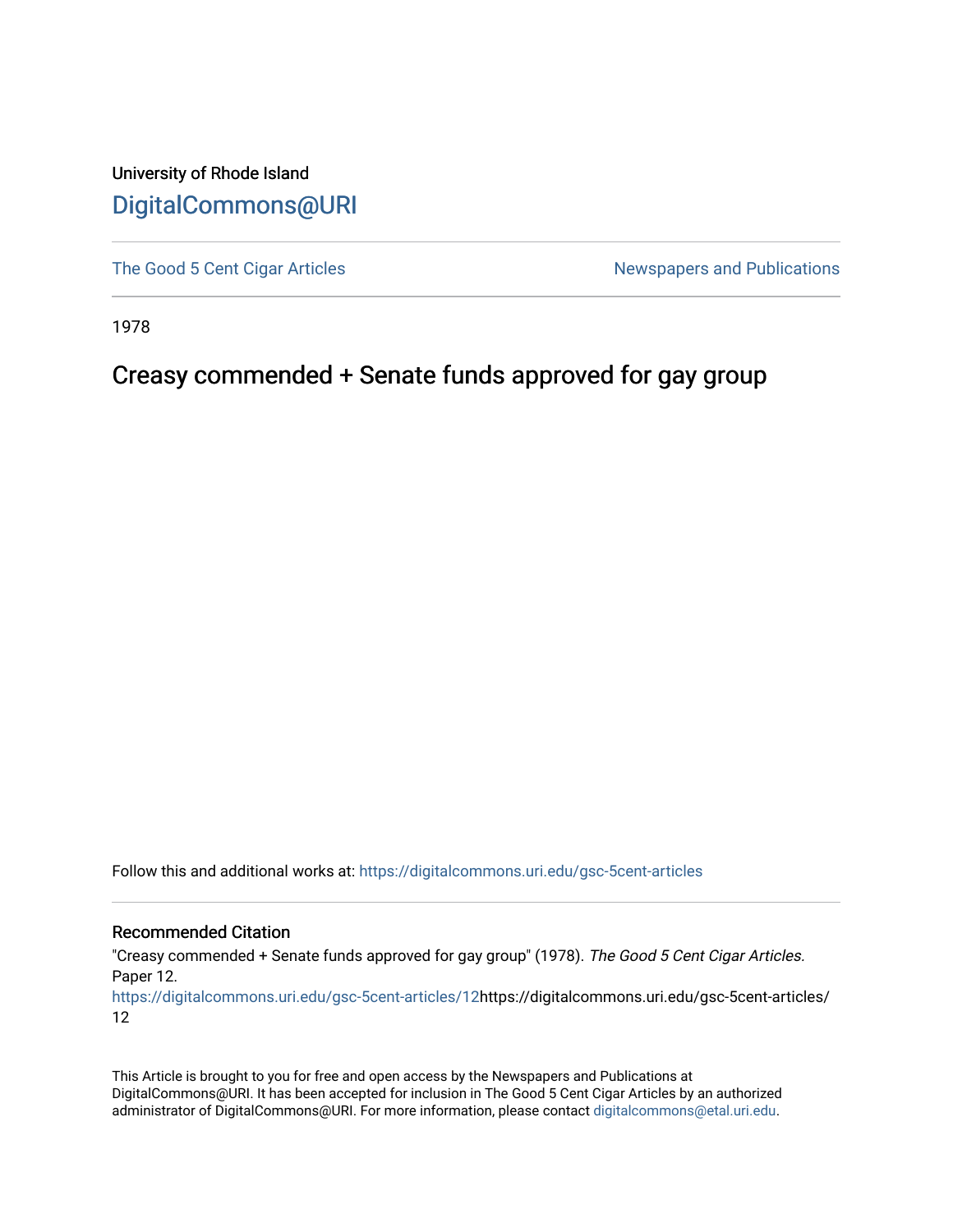University of Rhode Island

# DigitalCommons@URI

The Good 5 Cent Cigar Articles | Newspapers and Publications

1978

## Creasy commended + Senate funds approved for gay group

Follow this and additional works at: https://digitalcommons.uri.edu/gsc-5cent-articles

### Recommended Citation

"Creasy commended + Senate funds approved for gay group" (1978). *The Good 5 Cent Cigar Articles.* Paper 12.
https://digitalcommons.uri.edu/gsc-5cent-articles/12https://digitalcommons.uri.edu/gsc-5cent-articles/12

This Article is brought to you for free and open access by the Newspapers and Publications at DigitalCommons@URI. It has been accepted for inclusion in The Good 5 Cent Cigar Articles by an authorized administrator of DigitalCommons@URI. For more information, please contact digitalcommons@etal.uri.edu.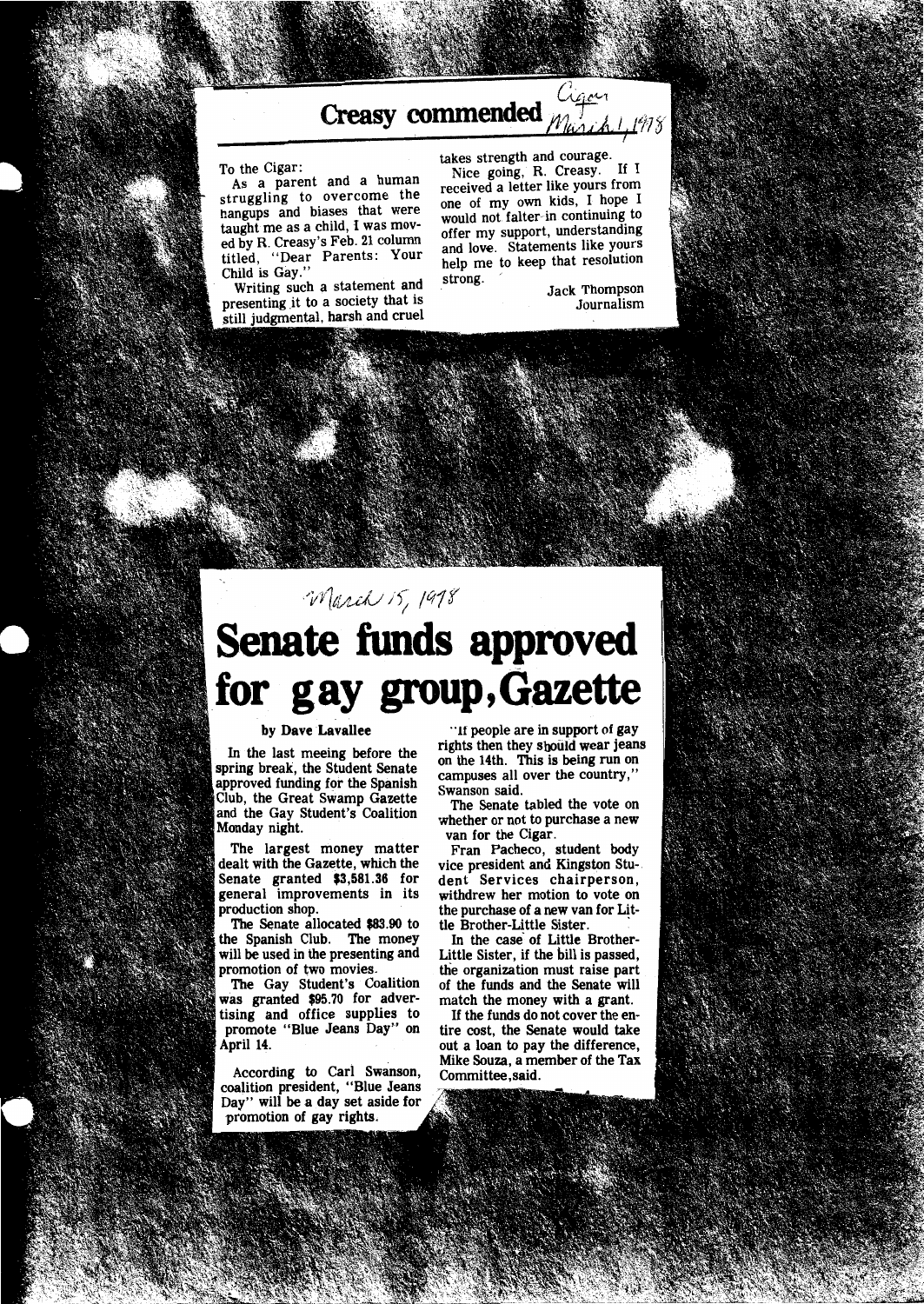## Creasy commended

Cigar March 1, 1978

To the Cigar:

As a parent and a human struggling to overcome the hangups and biases that were taught me as a child, I was moved by R. Creasy's Feb. 21 column titled, "Dear Parents: Your Child is Gay."

Writing such a statement and presenting it to a society that is still judgmental, harsh and cruel takes strength and courage.

Nice going, R. Creasy. If I received a letter like yours from one of my own kids, I hope I would not falter in continuing to offer my support, understanding and love. Statements like yours help me to keep that resolution strong.

Jack Thompson
Journalism

March 15, 1978

# Senate funds approved for gay group, Gazette

**by Dave Lavallee**

In the last meeing before the spring break, the Student Senate approved funding for the Spanish Club, the Great Swamp Gazette and the Gay Student's Coalition Monday night.

The largest money matter dealt with the Gazette, which the Senate granted $3,581.36 for general improvements in its production shop.

The Senate allocated $83.90 to the Spanish Club. The money will be used in the presenting and promotion of two movies.

The Gay Student's Coalition was granted $95.70 for advertising and office supplies to promote "Blue Jeans Day" on April 14.

According to Carl Swanson, coalition president, "Blue Jeans Day" will be a day set aside for promotion of gay rights.

"If people are in support of gay rights then they should wear jeans on the 14th. This is being run on campuses all over the country," Swanson said.

The Senate tabled the vote on whether or not to purchase a new van for the Cigar.

Fran Pacheco, student body vice president and Kingston Student Services chairperson, withdrew her motion to vote on the purchase of a new van for Little Brother-Little Sister.

In the case of Little Brother-Little Sister, if the bill is passed, the organization must raise part of the funds and the Senate will match the money with a grant.

If the funds do not cover the entire cost, the Senate would take out a loan to pay the difference, Mike Souza, a member of the Tax Committee, said.